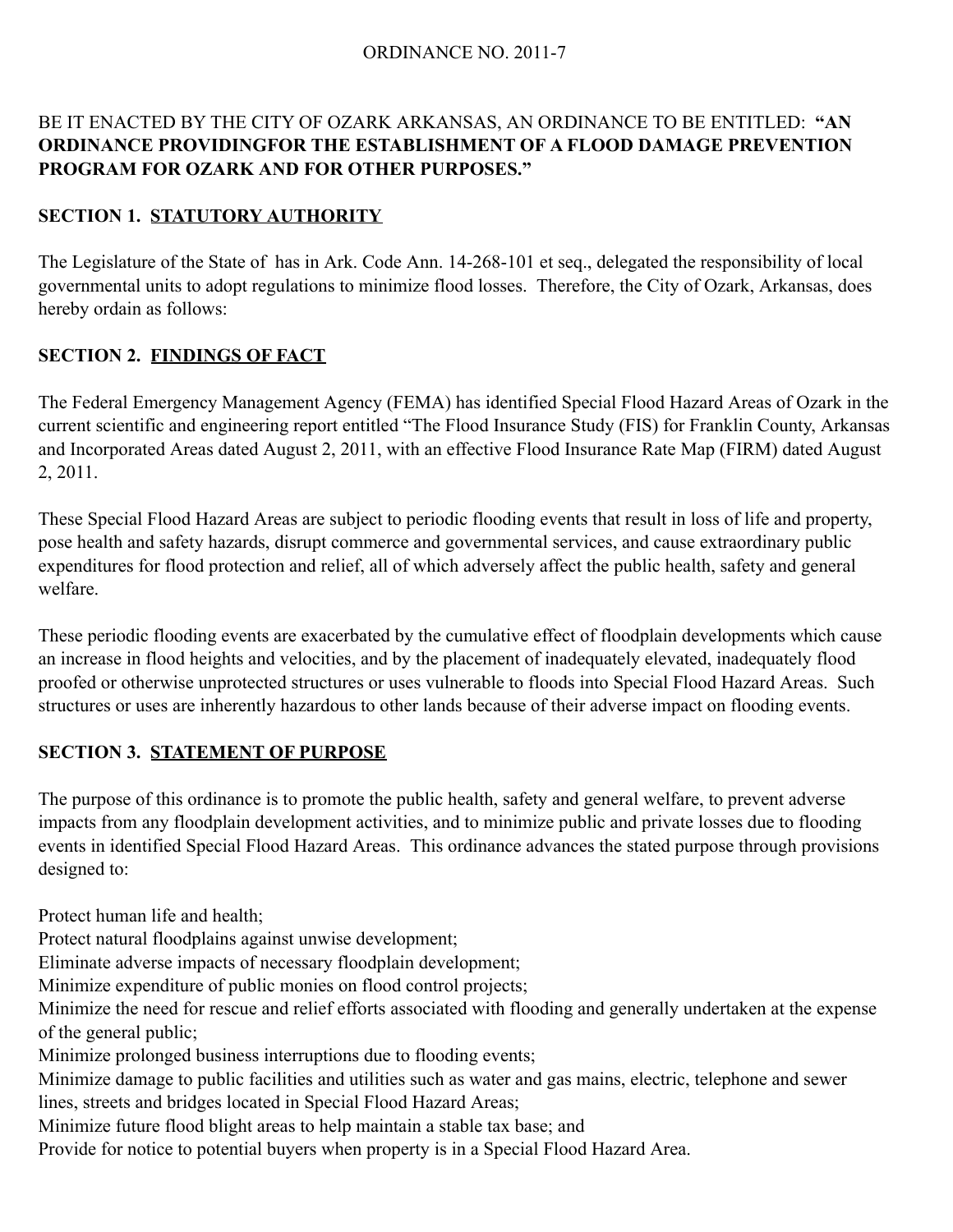ORDINANCE NO. 2011-7

BE IT ENACTED BY THE CITY OF OZARK ARKANSAS, AN ORDINANCE TO BE ENTITLED: **"AN ORDINANCE PROVIDINGFOR THE ESTABLISHMENT OF A FLOOD DAMAGE PREVENTION PROGRAM FOR OZARK AND FOR OTHER PURPOSES."**

## SECTION 1. STATUTORY AUTHORITY

The Legislature of the State of has in Ark. Code Ann. 14-268-101 et seq., delegated the responsibility of local governmental units to adopt regulations to minimize flood losses. Therefore, the City of Ozark, Arkansas, does hereby ordain as follows:

## SECTION 2. FINDINGS OF FACT

The Federal Emergency Management Agency (FEMA) has identified Special Flood Hazard Areas of Ozark in the current scientific and engineering report entitled "The Flood Insurance Study (FIS) for Franklin County, Arkansas and Incorporated Areas dated August 2, 2011, with an effective Flood Insurance Rate Map (FIRM) dated August 2, 2011.

These Special Flood Hazard Areas are subject to periodic flooding events that result in loss of life and property, pose health and safety hazards, disrupt commerce and governmental services, and cause extraordinary public expenditures for flood protection and relief, all of which adversely affect the public health, safety and general welfare.

These periodic flooding events are exacerbated by the cumulative effect of floodplain developments which cause an increase in flood heights and velocities, and by the placement of inadequately elevated, inadequately flood proofed or otherwise unprotected structures or uses vulnerable to floods into Special Flood Hazard Areas. Such structures or uses are inherently hazardous to other lands because of their adverse impact on flooding events.

## SECTION 3. STATEMENT OF PURPOSE

The purpose of this ordinance is to promote the public health, safety and general welfare, to prevent adverse impacts from any floodplain development activities, and to minimize public and private losses due to flooding events in identified Special Flood Hazard Areas. This ordinance advances the stated purpose through provisions designed to:

Protect human life and health;
Protect natural floodplains against unwise development;
Eliminate adverse impacts of necessary floodplain development;
Minimize expenditure of public monies on flood control projects;
Minimize the need for rescue and relief efforts associated with flooding and generally undertaken at the expense of the general public;
Minimize prolonged business interruptions due to flooding events;
Minimize damage to public facilities and utilities such as water and gas mains, electric, telephone and sewer lines, streets and bridges located in Special Flood Hazard Areas;
Minimize future flood blight areas to help maintain a stable tax base; and
Provide for notice to potential buyers when property is in a Special Flood Hazard Area.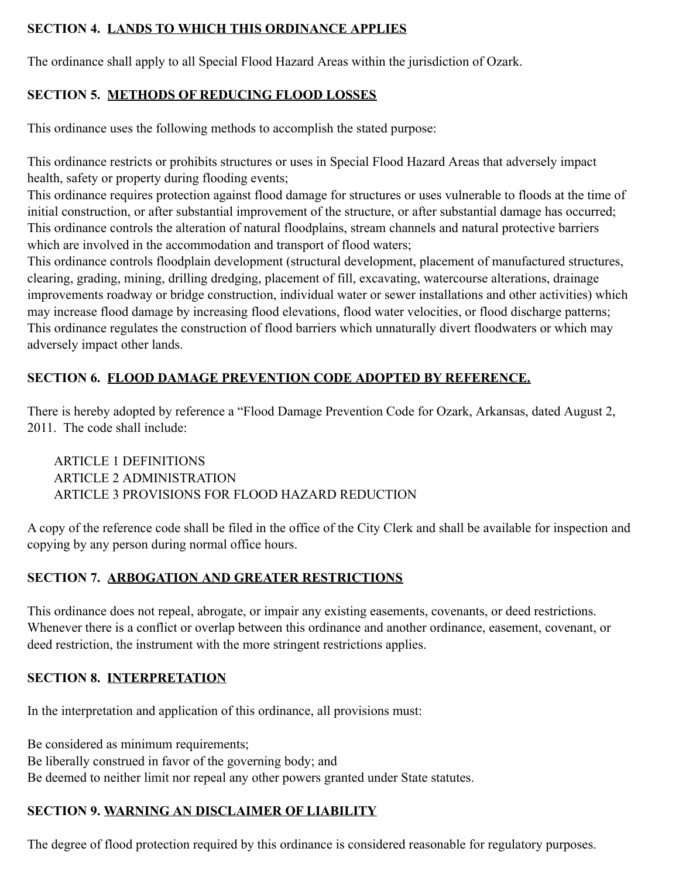## SECTION 4. LANDS TO WHICH THIS ORDINANCE APPLIES

The ordinance shall apply to all Special Flood Hazard Areas within the jurisdiction of Ozark.

## SECTION 5. METHODS OF REDUCING FLOOD LOSSES

This ordinance uses the following methods to accomplish the stated purpose:

This ordinance restricts or prohibits structures or uses in Special Flood Hazard Areas that adversely impact health, safety or property during flooding events;
This ordinance requires protection against flood damage for structures or uses vulnerable to floods at the time of initial construction, or after substantial improvement of the structure, or after substantial damage has occurred;
This ordinance controls the alteration of natural floodplains, stream channels and natural protective barriers which are involved in the accommodation and transport of flood waters;
This ordinance controls floodplain development (structural development, placement of manufactured structures, clearing, grading, mining, drilling dredging, placement of fill, excavating, watercourse alterations, drainage improvements roadway or bridge construction, individual water or sewer installations and other activities) which may increase flood damage by increasing flood elevations, flood water velocities, or flood discharge patterns;
This ordinance regulates the construction of flood barriers which unnaturally divert floodwaters or which may adversely impact other lands.

## SECTION 6. FLOOD DAMAGE PREVENTION CODE ADOPTED BY REFERENCE.

There is hereby adopted by reference a "Flood Damage Prevention Code for Ozark, Arkansas, dated August 2, 2011. The code shall include:

ARTICLE 1 DEFINITIONS
ARTICLE 2 ADMINISTRATION
ARTICLE 3 PROVISIONS FOR FLOOD HAZARD REDUCTION

A copy of the reference code shall be filed in the office of the City Clerk and shall be available for inspection and copying by any person during normal office hours.

## SECTION 7. ARBOGATION AND GREATER RESTRICTIONS

This ordinance does not repeal, abrogate, or impair any existing easements, covenants, or deed restrictions. Whenever there is a conflict or overlap between this ordinance and another ordinance, easement, covenant, or deed restriction, the instrument with the more stringent restrictions applies.

## SECTION 8. INTERPRETATION

In the interpretation and application of this ordinance, all provisions must:

Be considered as minimum requirements;
Be liberally construed in favor of the governing body; and
Be deemed to neither limit nor repeal any other powers granted under State statutes.

## SECTION 9. WARNING AN DISCLAIMER OF LIABILITY

The degree of flood protection required by this ordinance is considered reasonable for regulatory purposes.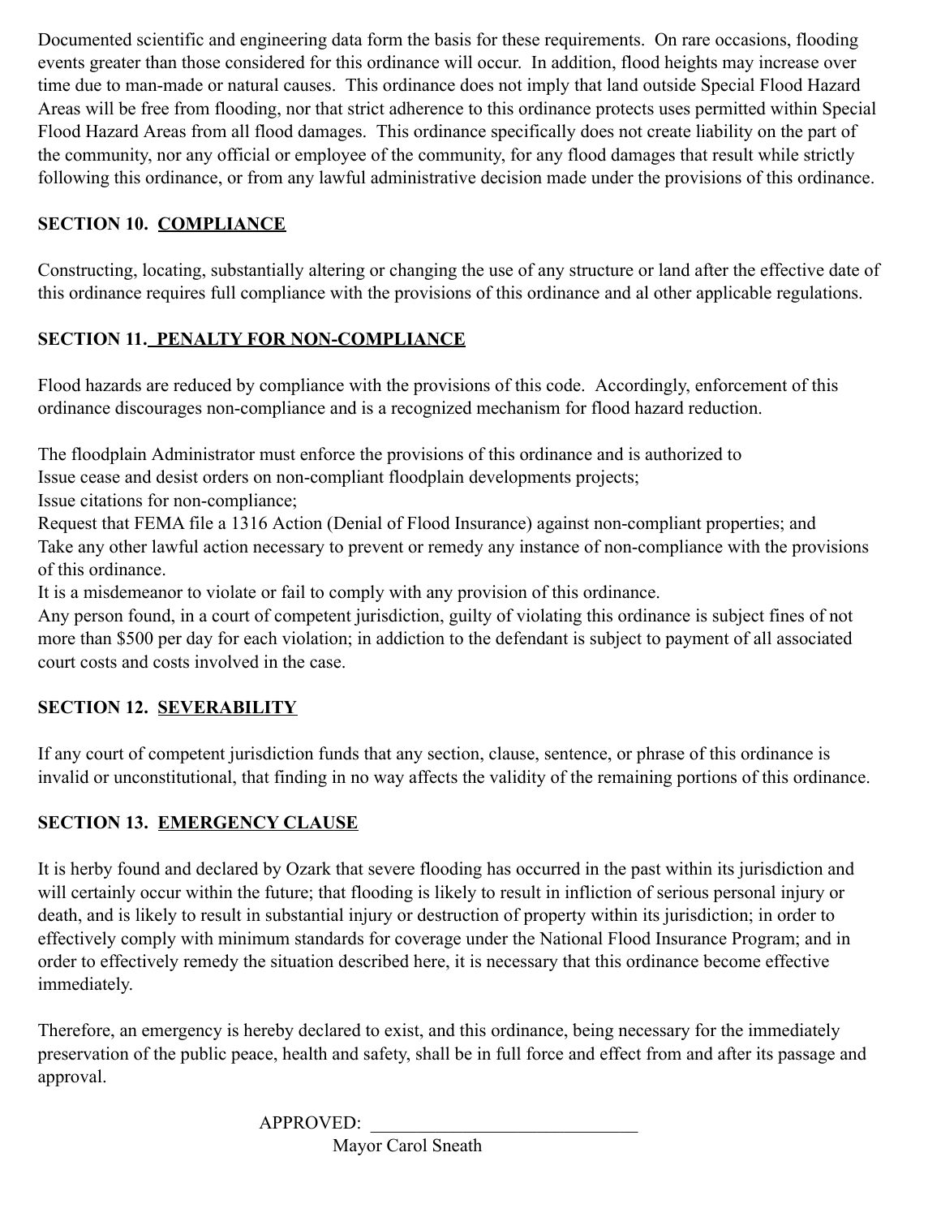Documented scientific and engineering data form the basis for these requirements. On rare occasions, flooding events greater than those considered for this ordinance will occur. In addition, flood heights may increase over time due to man-made or natural causes. This ordinance does not imply that land outside Special Flood Hazard Areas will be free from flooding, nor that strict adherence to this ordinance protects uses permitted within Special Flood Hazard Areas from all flood damages. This ordinance specifically does not create liability on the part of the community, nor any official or employee of the community, for any flood damages that result while strictly following this ordinance, or from any lawful administrative decision made under the provisions of this ordinance.

## SECTION 10. COMPLIANCE

Constructing, locating, substantially altering or changing the use of any structure or land after the effective date of this ordinance requires full compliance with the provisions of this ordinance and al other applicable regulations.

## SECTION 11. PENALTY FOR NON-COMPLIANCE

Flood hazards are reduced by compliance with the provisions of this code. Accordingly, enforcement of this ordinance discourages non-compliance and is a recognized mechanism for flood hazard reduction.

The floodplain Administrator must enforce the provisions of this ordinance and is authorized to
Issue cease and desist orders on non-compliant floodplain developments projects;
Issue citations for non-compliance;
Request that FEMA file a 1316 Action (Denial of Flood Insurance) against non-compliant properties; and
Take any other lawful action necessary to prevent or remedy any instance of non-compliance with the provisions of this ordinance.
It is a misdemeanor to violate or fail to comply with any provision of this ordinance.
Any person found, in a court of competent jurisdiction, guilty of violating this ordinance is subject fines of not more than $500 per day for each violation; in addiction to the defendant is subject to payment of all associated court costs and costs involved in the case.

## SECTION 12. SEVERABILITY

If any court of competent jurisdiction funds that any section, clause, sentence, or phrase of this ordinance is invalid or unconstitutional, that finding in no way affects the validity of the remaining portions of this ordinance.

## SECTION 13. EMERGENCY CLAUSE

It is herby found and declared by Ozark that severe flooding has occurred in the past within its jurisdiction and will certainly occur within the future; that flooding is likely to result in infliction of serious personal injury or death, and is likely to result in substantial injury or destruction of property within its jurisdiction; in order to effectively comply with minimum standards for coverage under the National Flood Insurance Program; and in order to effectively remedy the situation described here, it is necessary that this ordinance become effective immediately.

Therefore, an emergency is hereby declared to exist, and this ordinance, being necessary for the immediately preservation of the public peace, health and safety, shall be in full force and effect from and after its passage and approval.

APPROVED: ______________________________
Mayor Carol Sneath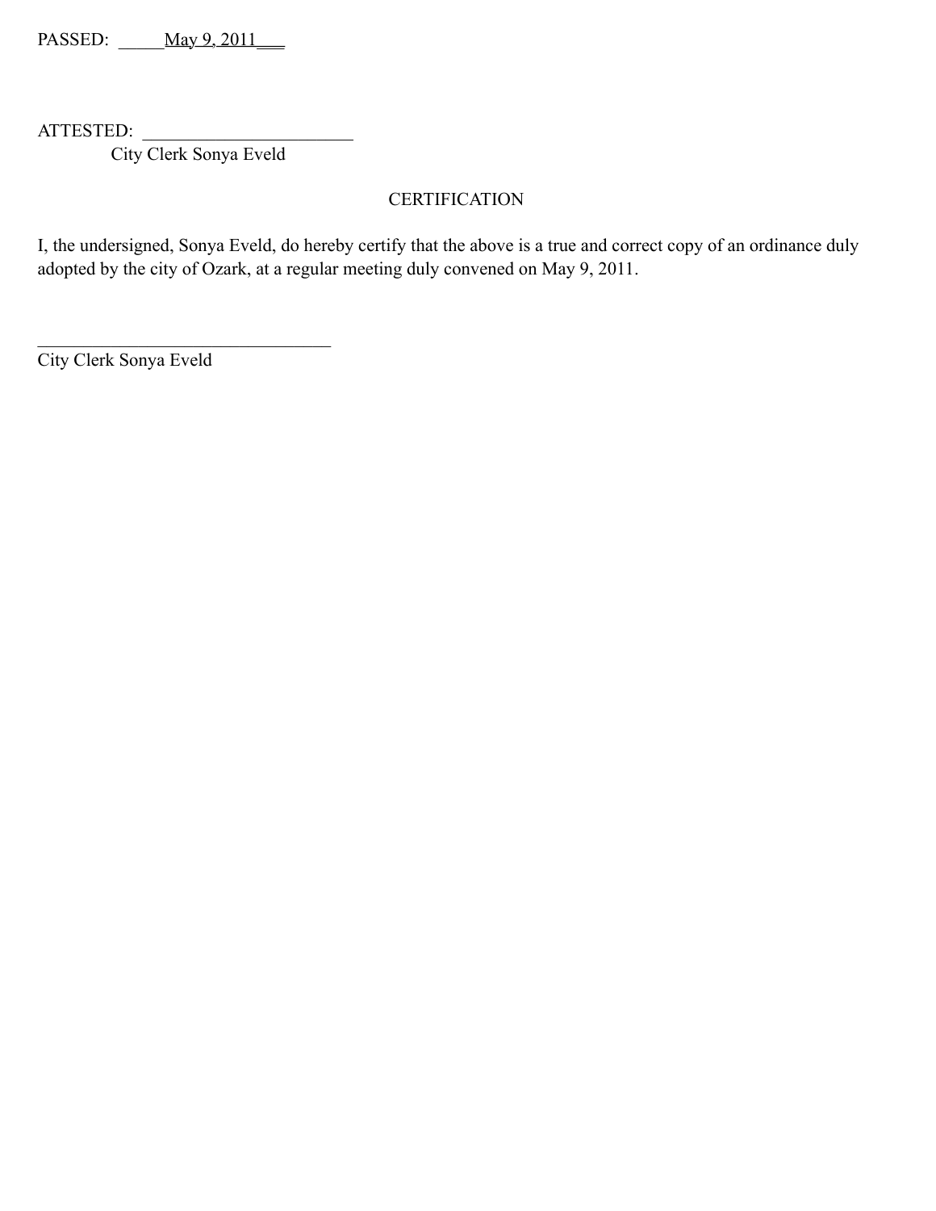PASSED: _____May 9, 2011___

ATTESTED: ________________________
City Clerk Sonya Eveld

CERTIFICATION

I, the undersigned, Sonya Eveld, do hereby certify that the above is a true and correct copy of an ordinance duly adopted by the city of Ozark, at a regular meeting duly convened on May 9, 2011.

_________________________________
City Clerk Sonya Eveld